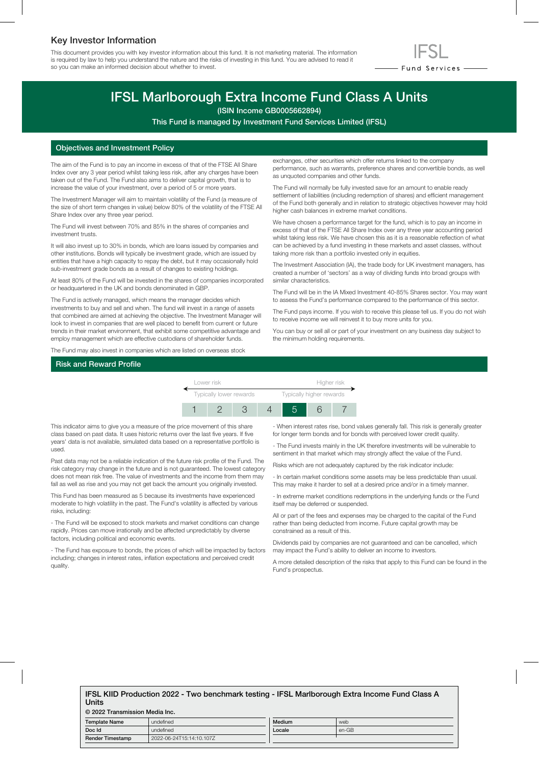## Key Investor Information

This document provides you with key investor information about this fund. It is not marketing material. The information is required by law to help you understand the nature and the risks of investing in this fund. You are advised to read it so you can make an informed decision about whether to invest.

IFSL Fund Services

# IFSL Marlborough Extra Income Fund Class A Units

**(ISIN Income GB0005662894)**

**This Fund is managed by Investment Fund Services Limited (IFSL)**

## Objectives and Investment Policy

The aim of the Fund is to pay an income in excess of that of the FTSE All Share Index over any 3 year period whilst taking less risk, after any charges have been taken out of the Fund. The Fund also aims to deliver capital growth, that is to increase the value of your investment, over a period of 5 or more years.

The Investment Manager will aim to maintain volatility of the Fund (a measure of the size of short term changes in value) below 80% of the volatility of the FTSE All Share Index over any three year period.

The Fund will invest between 70% and 85% in the shares of companies and investment trusts.

It will also invest up to 30% in bonds, which are loans issued by companies and other institutions. Bonds will typically be investment grade, which are issued by entities that have a high capacity to repay the debt, but it may occasionally hold sub-investment grade bonds as a result of changes to existing holdings.

At least 80% of the Fund will be invested in the shares of companies incorporated or headquartered in the UK and bonds denominated in GBP.

The Fund is actively managed, which means the manager decides which investments to buy and sell and when. The fund will invest in a range of assets that combined are aimed at achieving the objective. The Investment Manager will look to invest in companies that are well placed to benefit from current or future trends in their market environment, that exhibit some competitive advantage and employ management which are effective custodians of shareholder funds.

The Fund may also invest in companies which are listed on overseas stock exchanges, other securities which offer returns linked to the company performance, such as warrants, preference shares and convertible bonds, as well as unquoted companies and other funds.

The Fund will normally be fully invested save for an amount to enable ready settlement of liabilities (including redemption of shares) and efficient management of the Fund both generally and in relation to strategic objectives however may hold higher cash balances in extreme market conditions.

We have chosen a performance target for the fund, which is to pay an income in excess of that of the FTSE All Share Index over any three year accounting period whilst taking less risk. We have chosen this as it is a reasonable reflection of what can be achieved by a fund investing in these markets and asset classes, without taking more risk than a portfolio invested only in equities.

The Investment Association (IA), the trade body for UK investment managers, has created a number of 'sectors' as a way of dividing funds into broad groups with similar characteristics.

The Fund will be in the IA Mixed Investment 40-85% Shares sector. You may want to assess the Fund's performance compared to the performance of this sector.

The Fund pays income. If you wish to receive this please tell us. If you do not wish to receive income we will reinvest it to buy more units for you.

You can buy or sell all or part of your investment on any business day subject to the minimum holding requirements.

## Risk and Reward Profile

Lower risk ← → Higher risk

Typically lower rewards — Typically higher rewards

| 1 | 2 | 3 | 4 | **5** | 6 | 7 |
|---|---|---|---|---|---|---|

This indicator aims to give you a measure of the price movement of this share class based on past data. It uses historic returns over the last five years. If five years' data is not available, simulated data based on a representative portfolio is used.

Past data may not be a reliable indication of the future risk profile of the Fund. The risk category may change in the future and is not guaranteed. The lowest category does not mean risk free. The value of investments and the income from them may fall as well as rise and you may not get back the amount you originally invested.

This Fund has been measured as 5 because its investments have experienced moderate to high volatility in the past. The Fund's volatility is affected by various risks, including:

- The Fund will be exposed to stock markets and market conditions can change rapidly. Prices can move irrationally and be affected unpredictably by diverse factors, including political and economic events.

- The Fund has exposure to bonds, the prices of which will be impacted by factors including; changes in interest rates, inflation expectations and perceived credit quality.

- When interest rates rise, bond values generally fall. This risk is generally greater for longer term bonds and for bonds with perceived lower credit quality.

- The Fund invests mainly in the UK therefore investments will be vulnerable to sentiment in that market which may strongly affect the value of the Fund.

Risks which are not adequately captured by the risk indicator include:

- In certain market conditions some assets may be less predictable than usual. This may make it harder to sell at a desired price and/or in a timely manner.

- In extreme market conditions redemptions in the underlying funds or the Fund itself may be deferred or suspended.

All or part of the fees and expenses may be charged to the capital of the Fund rather than being deducted from income. Future capital growth may be constrained as a result of this.

Dividends paid by companies are not guaranteed and can be cancelled, which may impact the Fund's ability to deliver an income to investors.

A more detailed description of the risks that apply to this Fund can be found in the Fund's prospectus.

**IFSL KIID Production 2022 - Two benchmark testing - IFSL Marlborough Extra Income Fund Class A Units**

**© 2022 Transmission Media Inc.**

| Template Name | undefined | Medium | web |
|---|---|---|---|
| Doc Id | undefined | Locale | en-GB |
| Render Timestamp | 2022-06-24T15:14:10.107Z | | |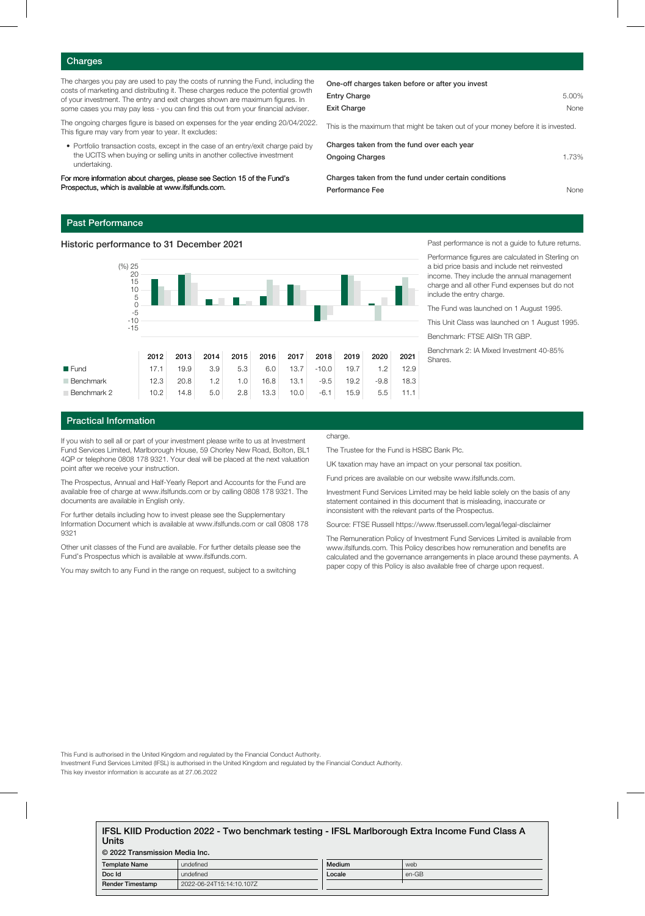## Charges

The charges you pay are used to pay the costs of running the Fund, including the costs of marketing and distributing it. These charges reduce the potential growth of your investment. The entry and exit charges shown are maximum figures. In some cases you may pay less - you can find this out from your financial adviser.

The ongoing charges figure is based on expenses for the year ending 20/04/2022. This figure may vary from year to year. It excludes:

- Portfolio transaction costs, except in the case of an entry/exit charge paid by the UCITS when buying or selling units in another collective investment undertaking.

**For more information about charges, please see Section 15 of the Fund's Prospectus, which is available at www.ifslfunds.com.**

| One-off charges taken before or after you invest | |
|---|---|
| Entry Charge | 5.00% |
| Exit Charge | None |

This is the maximum that might be taken out of your money before it is invested.

| Charges taken from the fund over each year | |
|---|---|
| Ongoing Charges | 1.73% |

| Charges taken from the fund under certain conditions | |
|---|---|
| Performance Fee | None |

## Past Performance

### Historic performance to 31 December 2021

(%) 25
20
15
10
5
0
-5
-10
-15

| | 2012 | 2013 | 2014 | 2015 | 2016 | 2017 | 2018 | 2019 | 2020 | 2021 |
|---|---|---|---|---|---|---|---|---|---|---|
| Fund | 17.1 | 19.9 | 3.9 | 5.3 | 6.0 | 13.7 | -10.0 | 19.7 | 1.2 | 12.9 |
| Benchmark | 12.3 | 20.8 | 1.2 | 1.0 | 16.8 | 13.1 | -9.5 | 19.2 | -9.8 | 18.3 |
| Benchmark 2 | 10.2 | 14.8 | 5.0 | 2.8 | 13.3 | 10.0 | -6.1 | 15.9 | 5.5 | 11.1 |

Past performance is not a guide to future returns.

Performance figures are calculated in Sterling on a bid price basis and include net reinvested income. They include the annual management charge and all other Fund expenses but do not include the entry charge.

The Fund was launched on 1 August 1995.

This Unit Class was launched on 1 August 1995.

Benchmark: FTSE AllSh TR GBP.

Benchmark 2: IA Mixed Investment 40-85% Shares.

## Practical Information

If you wish to sell all or part of your investment please write to us at Investment Fund Services Limited, Marlborough House, 59 Chorley New Road, Bolton, BL1 4QP or telephone 0808 178 9321. Your deal will be placed at the next valuation point after we receive your instruction.

The Prospectus, Annual and Half-Yearly Report and Accounts for the Fund are available free of charge at www.ifslfunds.com or by calling 0808 178 9321. The documents are available in English only.

For further details including how to invest please see the Supplementary Information Document which is available at www.ifslfunds.com or call 0808 178 9321

Other unit classes of the Fund are available. For further details please see the Fund's Prospectus which is available at www.ifslfunds.com.

You may switch to any Fund in the range on request, subject to a switching charge.

The Trustee for the Fund is HSBC Bank Plc.

UK taxation may have an impact on your personal tax position.

Fund prices are available on our website www.ifslfunds.com.

Investment Fund Services Limited may be held liable solely on the basis of any statement contained in this document that is misleading, inaccurate or inconsistent with the relevant parts of the Prospectus.

Source: FTSE Russell https://www.ftserussell.com/legal/legal-disclaimer

The Remuneration Policy of Investment Fund Services Limited is available from www.ifslfunds.com. This Policy describes how remuneration and benefits are calculated and the governance arrangements in place around these payments. A paper copy of this Policy is also available free of charge upon request.

This Fund is authorised in the United Kingdom and regulated by the Financial Conduct Authority.
Investment Fund Services Limited (IFSL) is authorised in the United Kingdom and regulated by the Financial Conduct Authority.
This key investor information is accurate as at 27.06.2022

**IFSL KIID Production 2022 - Two benchmark testing - IFSL Marlborough Extra Income Fund Class A Units**

**© 2022 Transmission Media Inc.**

| | | | |
|---|---|---|---|
| Template Name | undefined | Medium | web |
| Doc Id | undefined | Locale | en-GB |
| Render Timestamp | 2022-06-24T15:14:10.107Z | | |